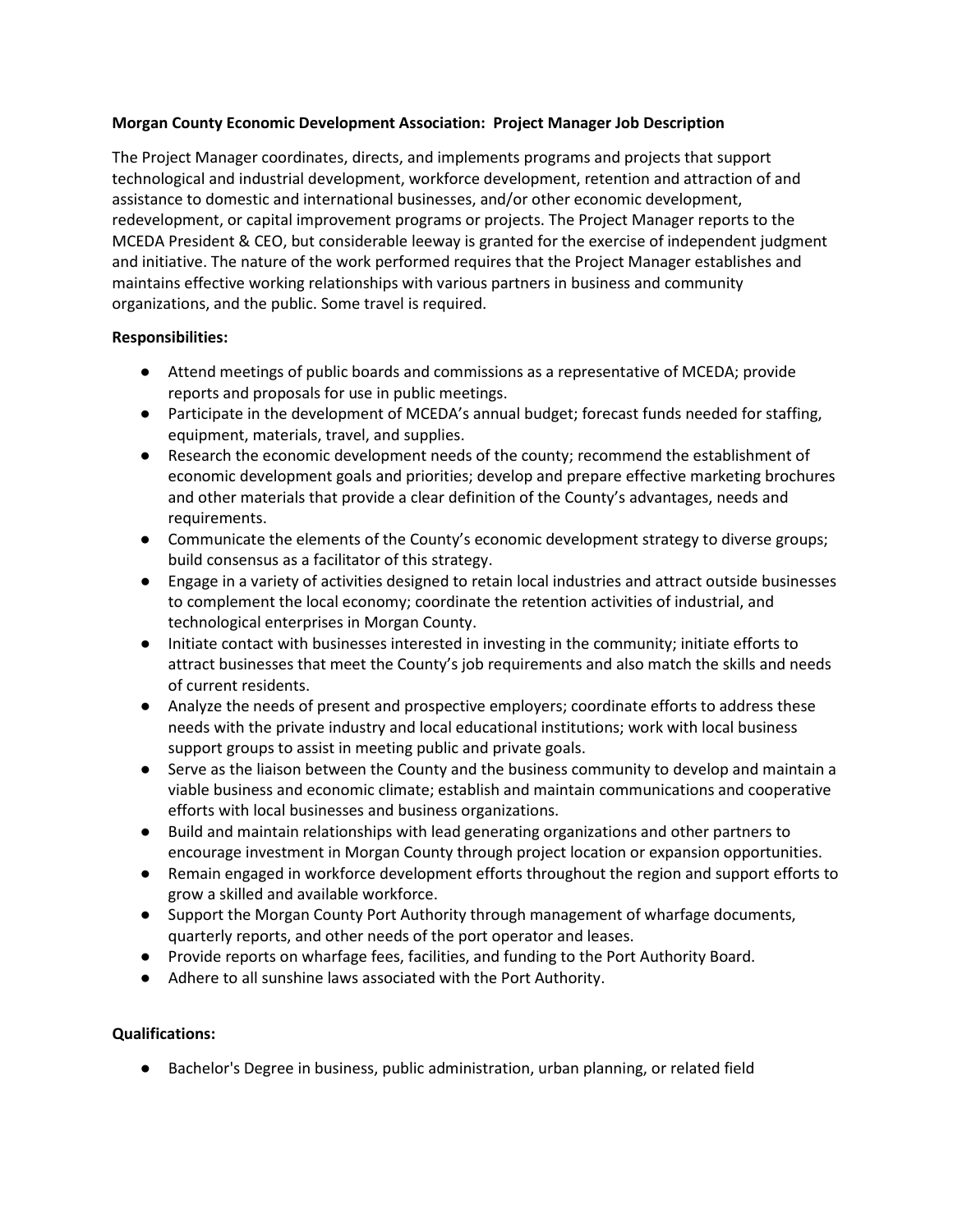**Morgan County Economic Development Association: Project Manager Job Description**

The Project Manager coordinates, directs, and implements programs and projects that support technological and industrial development, workforce development, retention and attraction of and assistance to domestic and international businesses, and/or other economic development, redevelopment, or capital improvement programs or projects. The Project Manager reports to the MCEDA President & CEO, but considerable leeway is granted for the exercise of independent judgment and initiative. The nature of the work performed requires that the Project Manager establishes and maintains effective working relationships with various partners in business and community organizations, and the public. Some travel is required.

**Responsibilities:**

- Attend meetings of public boards and commissions as a representative of MCEDA; provide reports and proposals for use in public meetings.
- Participate in the development of MCEDA's annual budget; forecast funds needed for staffing, equipment, materials, travel, and supplies.
- Research the economic development needs of the county; recommend the establishment of economic development goals and priorities; develop and prepare effective marketing brochures and other materials that provide a clear definition of the County's advantages, needs and requirements.
- Communicate the elements of the County's economic development strategy to diverse groups; build consensus as a facilitator of this strategy.
- Engage in a variety of activities designed to retain local industries and attract outside businesses to complement the local economy; coordinate the retention activities of industrial, and technological enterprises in Morgan County.
- Initiate contact with businesses interested in investing in the community; initiate efforts to attract businesses that meet the County's job requirements and also match the skills and needs of current residents.
- Analyze the needs of present and prospective employers; coordinate efforts to address these needs with the private industry and local educational institutions; work with local business support groups to assist in meeting public and private goals.
- Serve as the liaison between the County and the business community to develop and maintain a viable business and economic climate; establish and maintain communications and cooperative efforts with local businesses and business organizations.
- Build and maintain relationships with lead generating organizations and other partners to encourage investment in Morgan County through project location or expansion opportunities.
- Remain engaged in workforce development efforts throughout the region and support efforts to grow a skilled and available workforce.
- Support the Morgan County Port Authority through management of wharfage documents, quarterly reports, and other needs of the port operator and leases.
- Provide reports on wharfage fees, facilities, and funding to the Port Authority Board.
- Adhere to all sunshine laws associated with the Port Authority.

**Qualifications:**

- Bachelor's Degree in business, public administration, urban planning, or related field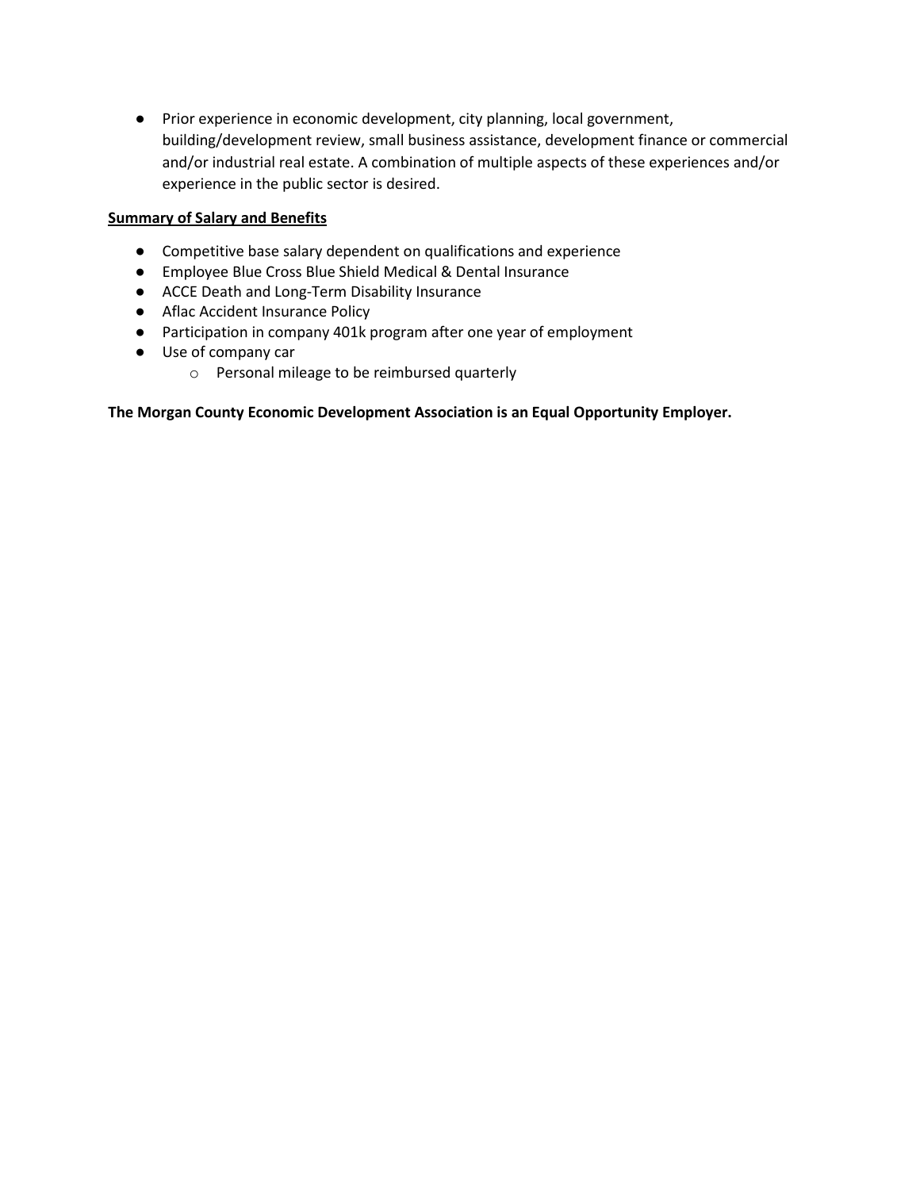- Prior experience in economic development, city planning, local government, building/development review, small business assistance, development finance or commercial and/or industrial real estate. A combination of multiple aspects of these experiences and/or experience in the public sector is desired.

**Summary of Salary and Benefits**

- Competitive base salary dependent on qualifications and experience
- Employee Blue Cross Blue Shield Medical & Dental Insurance
- ACCE Death and Long-Term Disability Insurance
- Aflac Accident Insurance Policy
- Participation in company 401k program after one year of employment
- Use of company car
  - Personal mileage to be reimbursed quarterly

**The Morgan County Economic Development Association is an Equal Opportunity Employer.**